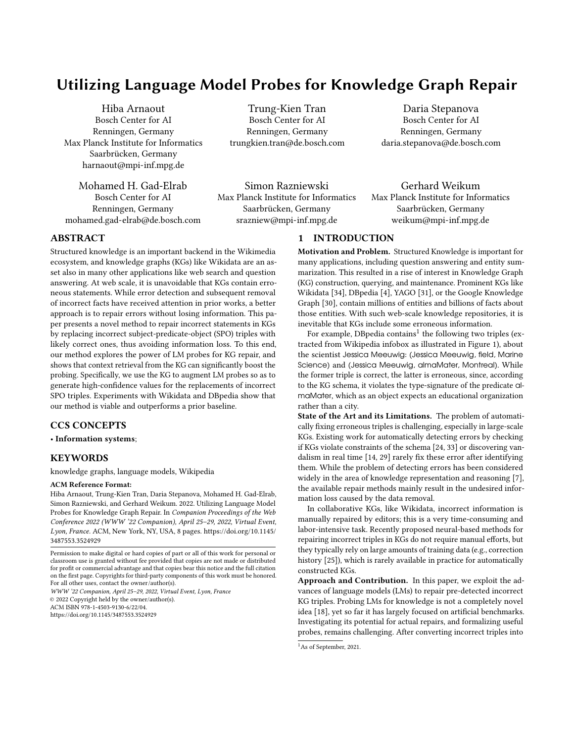# Utilizing Language Model Probes for Knowledge Graph Repair

Hiba Arnaout
Bosch Center for AI
Renningen, Germany
Max Planck Institute for Informatics
Saarbrücken, Germany
harnaout@mpi-inf.mpg.de

Trung-Kien Tran
Bosch Center for AI
Renningen, Germany
trungkien.tran@de.bosch.com

Daria Stepanova
Bosch Center for AI
Renningen, Germany
daria.stepanova@de.bosch.com

Mohamed H. Gad-Elrab
Bosch Center for AI
Renningen, Germany
mohamed.gad-elrab@de.bosch.com

Simon Razniewski
Max Planck Institute for Informatics
Saarbrücken, Germany
srazniew@mpi-inf.mpg.de

Gerhard Weikum
Max Planck Institute for Informatics
Saarbrücken, Germany
weikum@mpi-inf.mpg.de

## ABSTRACT

Structured knowledge is an important backend in the Wikimedia ecosystem, and knowledge graphs (KGs) like Wikidata are an asset also in many other applications like web search and question answering. At web scale, it is unavoidable that KGs contain erroneous statements. While error detection and subsequent removal of incorrect facts have received attention in prior works, a better approach is to repair errors without losing information. This paper presents a novel method to repair incorrect statements in KGs by replacing incorrect subject-predicate-object (SPO) triples with likely correct ones, thus avoiding information loss. To this end, our method explores the power of LM probes for KG repair, and shows that context retrieval from the KG can significantly boost the probing. Specifically, we use the KG to augment LM probes so as to generate high-confidence values for the replacements of incorrect SPO triples. Experiments with Wikidata and DBpedia show that our method is viable and outperforms a prior baseline.

## CCS CONCEPTS

• **Information systems**;

## KEYWORDS

knowledge graphs, language models, Wikipedia

**ACM Reference Format:**
Hiba Arnaout, Trung-Kien Tran, Daria Stepanova, Mohamed H. Gad-Elrab, Simon Razniewski, and Gerhard Weikum. 2022. Utilizing Language Model Probes for Knowledge Graph Repair. In *Companion Proceedings of the Web Conference 2022 (WWW '22 Companion), April 25–29, 2022, Virtual Event, Lyon, France.* ACM, New York, NY, USA, 8 pages. https://doi.org/10.1145/3487553.3524929

Permission to make digital or hard copies of part or all of this work for personal or classroom use is granted without fee provided that copies are not made or distributed for profit or commercial advantage and that copies bear this notice and the full citation on the first page. Copyrights for third-party components of this work must be honored. For all other uses, contact the owner/author(s).
*WWW '22 Companion, April 25–29, 2022, Virtual Event, Lyon, France*
© 2022 Copyright held by the owner/author(s).
ACM ISBN 978-1-4503-9130-6/22/04.
https://doi.org/10.1145/3487553.3524929

## 1 INTRODUCTION

**Motivation and Problem.** Structured Knowledge is important for many applications, including question answering and entity summarization. This resulted in a rise of interest in Knowledge Graph (KG) construction, querying, and maintenance. Prominent KGs like Wikidata [34], DBpedia [4], YAGO [31], or the Google Knowledge Graph [30], contain millions of entities and billions of facts about those entities. With such web-scale knowledge repositories, it is inevitable that KGs include some erroneous information.

For example, DBpedia contains[1] the following two triples (extracted from Wikipedia infobox as illustrated in Figure 1), about the scientist Jessica Meeuwig: (Jessica Meeuwig, field, Marine Science) and (Jessica Meeuwig, almaMater, Montreal). While the former triple is correct, the latter is erroneous, since, according to the KG schema, it violates the type-signature of the predicate almaMater, which as an object expects an educational organization rather than a city.

**State of the Art and its Limitations.** The problem of automatically fixing erroneous triples is challenging, especially in large-scale KGs. Existing work for automatically detecting errors by checking if KGs violate constraints of the schema [24, 33] or discovering vandalism in real time [14, 29] rarely fix these error after identifying them. While the problem of detecting errors has been considered widely in the area of knowledge representation and reasoning [7], the available repair methods mainly result in the undesired information loss caused by the data removal.

In collaborative KGs, like Wikidata, incorrect information is manually repaired by editors; this is a very time-consuming and labor-intensive task. Recently proposed neural-based methods for repairing incorrect triples in KGs do not require manual efforts, but they typically rely on large amounts of training data (e.g., correction history [25]), which is rarely available in practice for automatically constructed KGs.

**Approach and Contribution.** In this paper, we exploit the advances of language models (LMs) to repair pre-detected incorrect KG triples. Probing LMs for knowledge is not a completely novel idea [18], yet so far it has largely focused on artificial benchmarks. Investigating its potential for actual repairs, and formalizing useful probes, remains challenging. After converting incorrect triples into

[1] As of September, 2021.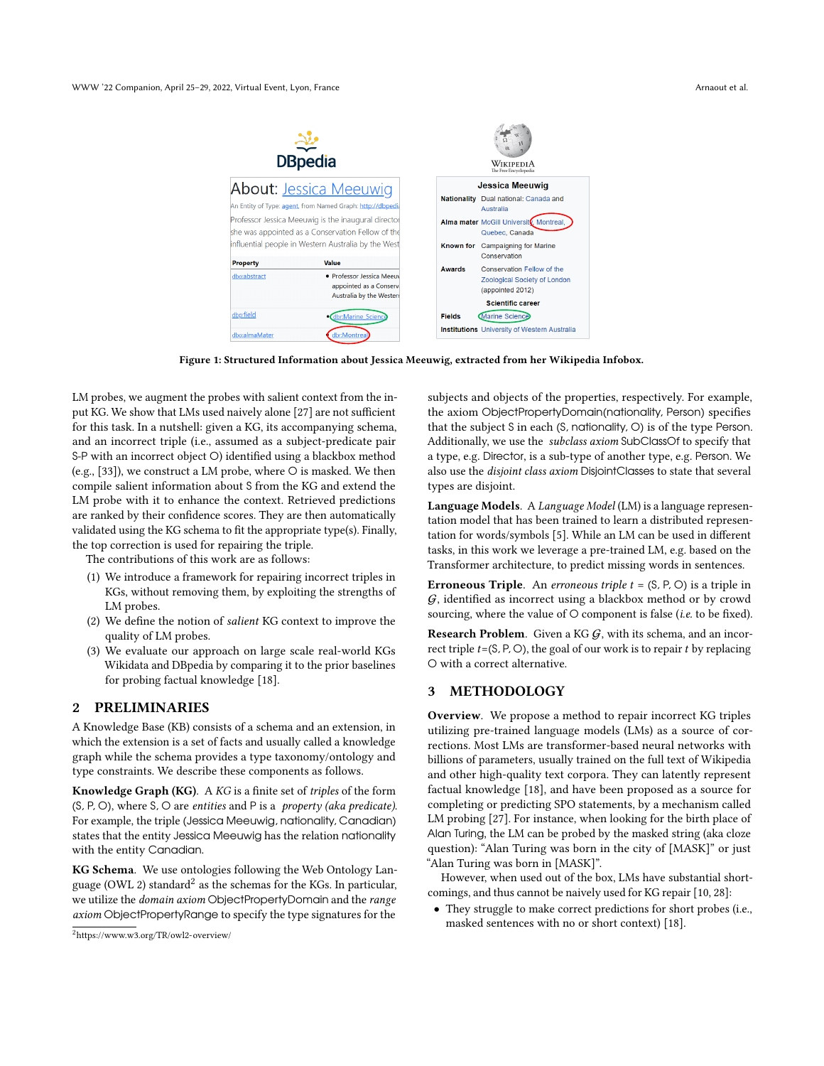Figure 1: Structured Information about Jessica Meeuwig, extracted from her Wikipedia Infobox.

LM probes, we augment the probes with salient context from the input KG. We show that LMs used naively alone [27] are not sufficient for this task. In a nutshell: given a KG, its accompanying schema, and an incorrect triple (i.e., assumed as a subject-predicate pair S-P with an incorrect object O) identified using a blackbox method (e.g., [33]), we construct a LM probe, where O is masked. We then compile salient information about S from the KG and extend the LM probe with it to enhance the context. Retrieved predictions are ranked by their confidence scores. They are then automatically validated using the KG schema to fit the appropriate type(s). Finally, the top correction is used for repairing the triple.

The contributions of this work are as follows:

1. We introduce a framework for repairing incorrect triples in KGs, without removing them, by exploiting the strengths of LM probes.
2. We define the notion of *salient* KG context to improve the quality of LM probes.
3. We evaluate our approach on large scale real-world KGs Wikidata and DBpedia by comparing it to the prior baselines for probing factual knowledge [18].

## 2 PRELIMINARIES

A Knowledge Base (KB) consists of a schema and an extension, in which the extension is a set of facts and usually called a knowledge graph while the schema provides a type taxonomy/ontology and type constraints. We describe these components as follows.

**Knowledge Graph (KG).** A *KG* is a finite set of *triples* of the form (S, P, O), where S, O are *entities* and P is a *property (aka predicate)*. For example, the triple (Jessica Meeuwig, nationality, Canadian) states that the entity Jessica Meeuwig has the relation nationality with the entity Canadian.

**KG Schema.** We use ontologies following the Web Ontology Language (OWL 2) standard[2] as the schemas for the KGs. In particular, we utilize the *domain axiom* ObjectPropertyDomain and the *range axiom* ObjectPropertyRange to specify the type signatures for the subjects and objects of the properties, respectively. For example, the axiom ObjectPropertyDomain(nationality, Person) specifies that the subject S in each (S, nationality, O) is of the type Person. Additionally, we use the *subclass axiom* SubClassOf to specify that a type, e.g. Director, is a sub-type of another type, e.g. Person. We also use the *disjoint class axiom* DisjointClasses to state that several types are disjoint.

[2]https://www.w3.org/TR/owl2-overview/

**Language Models.** A *Language Model* (LM) is a language representation model that has been trained to learn a distributed representation for words/symbols [5]. While an LM can be used in different tasks, in this work we leverage a pre-trained LM, e.g. based on the Transformer architecture, to predict missing words in sentences.

**Erroneous Triple.** An *erroneous triple* $t$ = (S, P, O) is a triple in $\mathcal{G}$, identified as incorrect using a blackbox method or by crowd sourcing, where the value of O component is false (*i.e.* to be fixed).

**Research Problem.** Given a KG $\mathcal{G}$, with its schema, and an incorrect triple $t$=(S, P, O), the goal of our work is to repair $t$ by replacing O with a correct alternative.

## 3 METHODOLOGY

**Overview.** We propose a method to repair incorrect KG triples utilizing pre-trained language models (LMs) as a source of corrections. Most LMs are transformer-based neural networks with billions of parameters, usually trained on the full text of Wikipedia and other high-quality text corpora. They can latently represent factual knowledge [18], and have been proposed as a source for completing or predicting SPO statements, by a mechanism called LM probing [27]. For instance, when looking for the birth place of Alan Turing, the LM can be probed by the masked string (aka cloze question): "Alan Turing was born in the city of [MASK]" or just "Alan Turing was born in [MASK]".

However, when used out of the box, LMs have substantial shortcomings, and thus cannot be naively used for KG repair [10, 28]:

- They struggle to make correct predictions for short probes (i.e., masked sentences with no or short context) [18].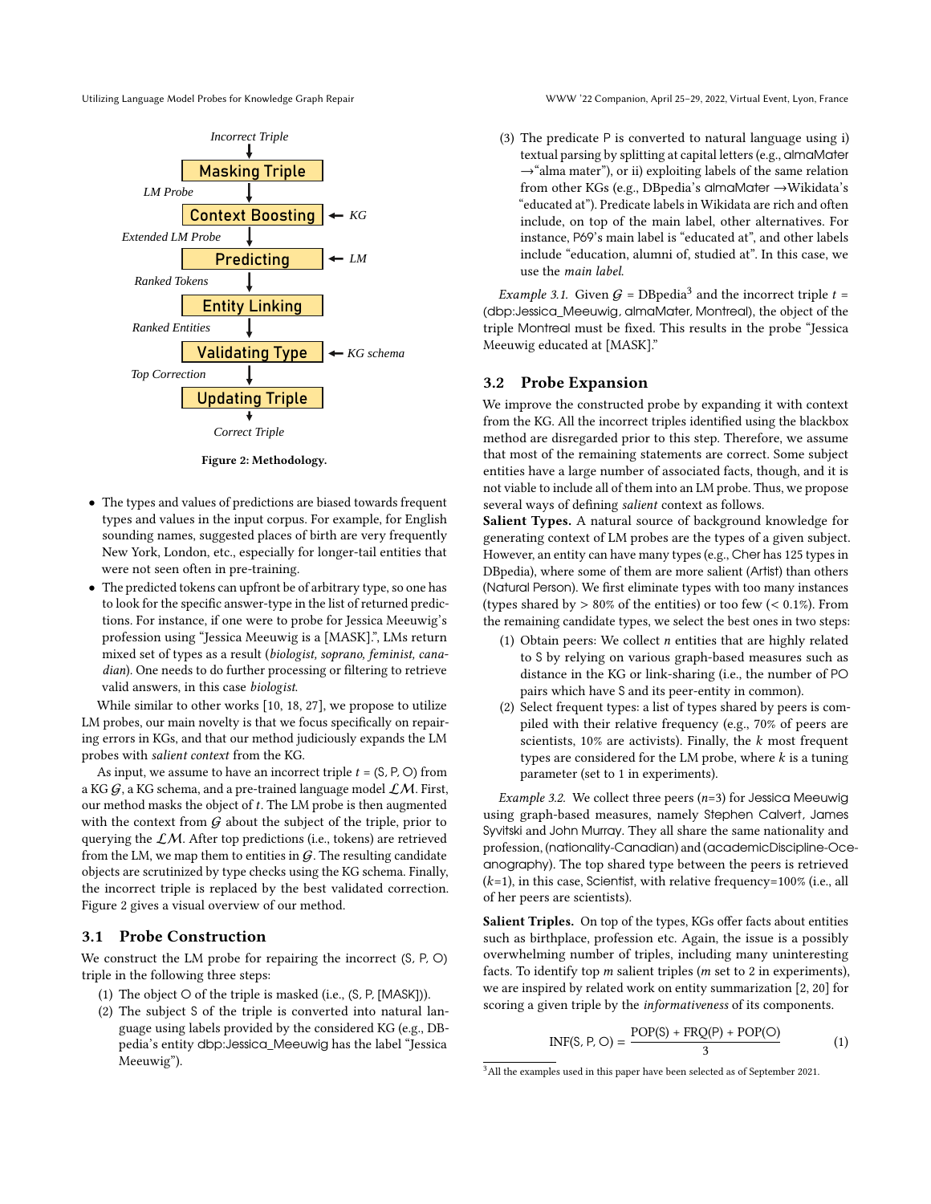Figure 2: Methodology.

- The types and values of predictions are biased towards frequent types and values in the input corpus. For example, for English sounding names, suggested places of birth are very frequently New York, London, etc., especially for longer-tail entities that were not seen often in pre-training.
- The predicted tokens can upfront be of arbitrary type, so one has to look for the specific answer-type in the list of returned predictions. For instance, if one were to probe for Jessica Meeuwig's profession using "Jessica Meeuwig is a [MASK].", LMs return mixed set of types as a result (*biologist, soprano, feminist, canadian*). One needs to do further processing or filtering to retrieve valid answers, in this case *biologist*.

While similar to other works [10, 18, 27], we propose to utilize LM probes, our main novelty is that we focus specifically on repairing errors in KGs, and that our method judiciously expands the LM probes with *salient context* from the KG.

As input, we assume to have an incorrect triple $t = (\mathsf{S}, \mathsf{P}, \mathsf{O})$ from a KG $\mathcal{G}$, a KG schema, and a pre-trained language model $\mathcal{LM}$. First, our method masks the object of $t$. The LM probe is then augmented with the context from $\mathcal{G}$ about the subject of the triple, prior to querying the $\mathcal{LM}$. After top predictions (i.e., tokens) are retrieved from the LM, we map them to entities in $\mathcal{G}$. The resulting candidate objects are scrutinized by type checks using the KG schema. Finally, the incorrect triple is replaced by the best validated correction. Figure 2 gives a visual overview of our method.

## 3.1 Probe Construction

We construct the LM probe for repairing the incorrect (S, P, O) triple in the following three steps:

1. The object O of the triple is masked (i.e., (S, P, [MASK])).
2. The subject S of the triple is converted into natural language using labels provided by the considered KG (e.g., DBpedia's entity dbp:Jessica_Meeuwig has the label "Jessica Meeuwig").
3. The predicate P is converted to natural language using i) textual parsing by splitting at capital letters (e.g., almaMater →"alma mater"), or ii) exploiting labels of the same relation from other KGs (e.g., DBpedia's almaMater →Wikidata's "educated at"). Predicate labels in Wikidata are rich and often include, on top of the main label, other alternatives. For instance, P69's main label is "educated at", and other labels include "education, alumni of, studied at". In this case, we use the *main label*.

*Example 3.1.* Given $\mathcal{G}$ = DBpedia[3] and the incorrect triple $t$ = (dbp:Jessica_Meeuwig, almaMater, Montreal), the object of the triple Montreal must be fixed. This results in the probe "Jessica Meeuwig educated at [MASK]."

## 3.2 Probe Expansion

We improve the constructed probe by expanding it with context from the KG. All the incorrect triples identified using the blackbox method are disregarded prior to this step. Therefore, we assume that most of the remaining statements are correct. Some subject entities have a large number of associated facts, though, and it is not viable to include all of them into an LM probe. Thus, we propose several ways of defining *salient* context as follows.

**Salient Types.** A natural source of background knowledge for generating context of LM probes are the types of a given subject. However, an entity can have many types (e.g., Cher has 125 types in DBpedia), where some of them are more salient (Artist) than others (Natural Person). We first eliminate types with too many instances (types shared by > 80% of the entities) or too few (< 0.1%). From the remaining candidate types, we select the best ones in two steps:

1. Obtain peers: We collect $n$ entities that are highly related to S by relying on various graph-based measures such as distance in the KG or link-sharing (i.e., the number of PO pairs which have S and its peer-entity in common).
2. Select frequent types: a list of types shared by peers is compiled with their relative frequency (e.g., 70% of peers are scientists, 10% are activists). Finally, the $k$ most frequent types are considered for the LM probe, where $k$ is a tuning parameter (set to 1 in experiments).

*Example 3.2.* We collect three peers ($n$=3) for Jessica Meeuwig using graph-based measures, namely Stephen Calvert, James Syvitski and John Murray. They all share the same nationality and profession, (nationality-Canadian) and (academicDiscipline-Oceanography). The top shared type between the peers is retrieved ($k$=1), in this case, Scientist, with relative frequency=100% (i.e., all of her peers are scientists).

**Salient Triples.** On top of the types, KGs offer facts about entities such as birthplace, profession etc. Again, the issue is a possibly overwhelming number of triples, including many uninteresting facts. To identify top $m$ salient triples ($m$ set to 2 in experiments), we are inspired by related work on entity summarization [2, 20] for scoring a given triple by the *informativeness* of its components.

$$\text{INF}(\mathsf{S}, \mathsf{P}, \mathsf{O}) = \frac{\text{POP}(\mathsf{S}) + \text{FRQ}(\mathsf{P}) + \text{POP}(\mathsf{O})}{3} \quad (1)$$

[3] All the examples used in this paper have been selected as of September 2021.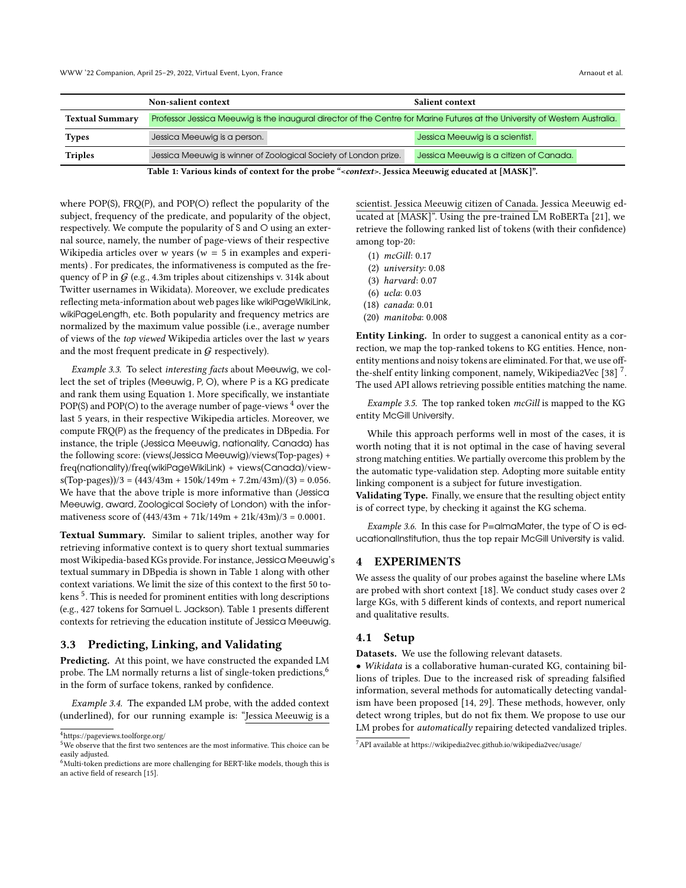| | Non-salient context | Salient context |
|---|---|---|
| **Textual Summary** | Professor Jessica Meeuwig is the inaugural director of the Centre for Marine Futures at the University of Western Australia. | |
| **Types** | Jessica Meeuwig is a person. | Jessica Meeuwig is a scientist. |
| **Triples** | Jessica Meeuwig is winner of Zoological Society of London prize. | Jessica Meeuwig is a citizen of Canada. |

**Table 1: Various kinds of context for the probe "*<context>*. Jessica Meeuwig educated at [MASK]".**

where POP(S), FRQ(P), and POP(O) reflect the popularity of the subject, frequency of the predicate, and popularity of the object, respectively. We compute the popularity of S and O using an external source, namely, the number of page-views of their respective Wikipedia articles over $w$ years ($w = 5$ in examples and experiments) . For predicates, the informativeness is computed as the frequency of P in $\mathcal{G}$ (e.g., 4.3m triples about citizenships v. 314k about Twitter usernames in Wikidata). Moreover, we exclude predicates reflecting meta-information about web pages like wikiPageWikiLink, wikiPageLength, etc. Both popularity and frequency metrics are normalized by the maximum value possible (i.e., average number of views of the *top viewed* Wikipedia articles over the last $w$ years and the most frequent predicate in $\mathcal{G}$ respectively).

*Example 3.3.* To select *interesting facts* about Meeuwig, we collect the set of triples (Meeuwig, P, O), where P is a KG predicate and rank them using Equation 1. More specifically, we instantiate POP(S) and POP(O) to the average number of page-views [4] over the last 5 years, in their respective Wikipedia articles. Moreover, we compute FRQ(P) as the frequency of the predicates in DBpedia. For instance, the triple (Jessica Meeuwig, nationality, Canada) has the following score: (views(Jessica Meeuwig)/views(Top-pages) + freq(nationality)/freq(wikiPageWikiLink) + views(Canada)/views(Top-pages))/3 = (443/43m + 150k/149m + 7.2m/43m)/(3) = 0.056. We have that the above triple is more informative than (Jessica Meeuwig, award, Zoological Society of London) with the informativeness score of (443/43m + 71k/149m + 21k/43m)/3 = 0.0001.

**Textual Summary.** Similar to salient triples, another way for retrieving informative context is to query short textual summaries most Wikipedia-based KGs provide. For instance, Jessica Meeuwig's textual summary in DBpedia is shown in Table 1 along with other context variations. We limit the size of this context to the first 50 tokens [5]. This is needed for prominent entities with long descriptions (e.g., 427 tokens for Samuel L. Jackson). Table 1 presents different contexts for retrieving the education institute of Jessica Meeuwig.

## 3.3 Predicting, Linking, and Validating

**Predicting.** At this point, we have constructed the expanded LM probe. The LM normally returns a list of single-token predictions,[6] in the form of surface tokens, ranked by confidence.

*Example 3.4.* The expanded LM probe, with the added context (underlined), for our running example is: "<u>Jessica Meeuwig is a scientist. Jessica Meeuwig citizen of Canada.</u> Jessica Meeuwig educated at [MASK]". Using the pre-trained LM RoBERTa [21], we retrieve the following ranked list of tokens (with their confidence) among top-20:

(1) *mcGill*: 0.17
(2) *university*: 0.08
(3) *harvard*: 0.07
(6) *ucla*: 0.03
(18) *canada*: 0.01
(20) *manitoba*: 0.008

**Entity Linking.** In order to suggest a canonical entity as a correction, we map the top-ranked tokens to KG entities. Hence, non-entity mentions and noisy tokens are eliminated. For that, we use off-the-shelf entity linking component, namely, Wikipedia2Vec [38] [7]. The used API allows retrieving possible entities matching the name.

*Example 3.5.* The top ranked token *mcGill* is mapped to the KG entity McGill University.

While this approach performs well in most of the cases, it is worth noting that it is not optimal in the case of having several strong matching entities. We partially overcome this problem by the the automatic type-validation step. Adopting more suitable entity linking component is a subject for future investigation.

**Validating Type.** Finally, we ensure that the resulting object entity is of correct type, by checking it against the KG schema.

*Example 3.6.* In this case for P=almaMater, the type of O is educationalInstitution, thus the top repair McGill University is valid.

# 4 EXPERIMENTS

We assess the quality of our probes against the baseline where LMs are probed with short context [18]. We conduct study cases over 2 large KGs, with 5 different kinds of contexts, and report numerical and qualitative results.

## 4.1 Setup

**Datasets.** We use the following relevant datasets.

• *Wikidata* is a collaborative human-curated KG, containing billions of triples. Due to the increased risk of spreading falsified information, several methods for automatically detecting vandalism have been proposed [14, 29]. These methods, however, only detect wrong triples, but do not fix them. We propose to use our LM probes for *automatically* repairing detected vandalized triples.

---

[4] https://pageviews.toolforge.org/

[5] We observe that the first two sentences are the most informative. This choice can be easily adjusted.

[6] Multi-token predictions are more challenging for BERT-like models, though this is an active field of research [15].

[7] API available at https://wikipedia2vec.github.io/wikipedia2vec/usage/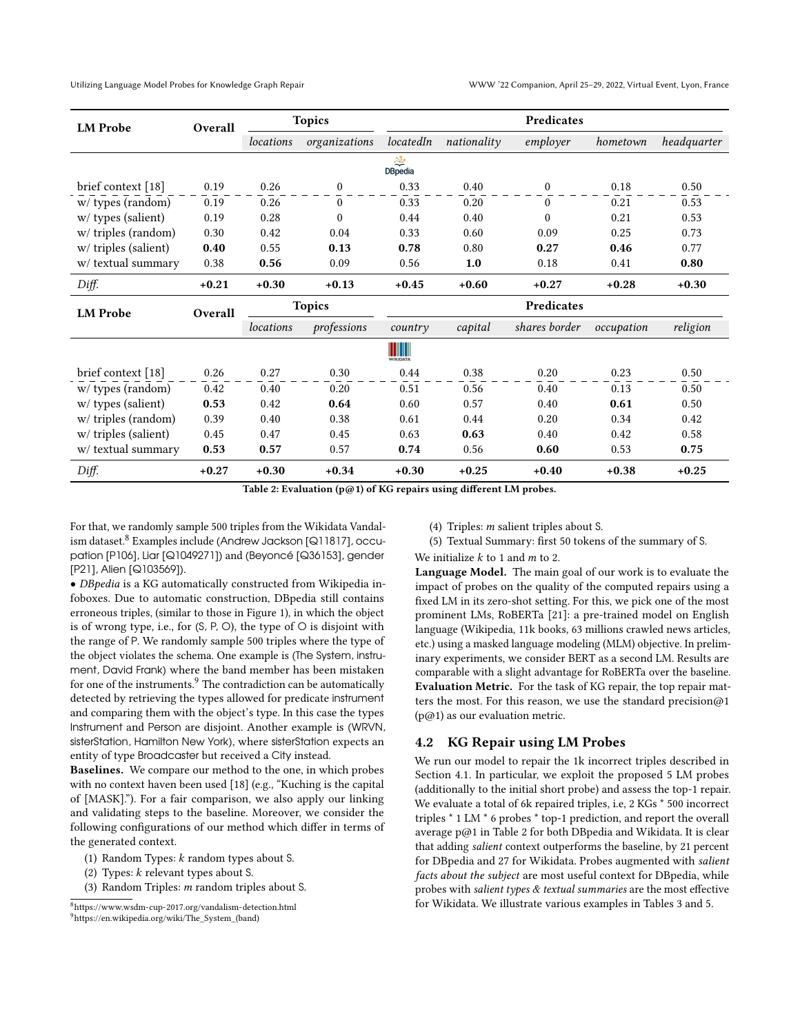| LM Probe | Overall | Topics | | Predicates | | | | |
|---|---|---|---|---|---|---|---|---|
| | | *locations* | *organizations* | *locatedIn* | *nationality* | *employer* | *hometown* | *headquarter* |
| **DBpedia** | | | | | | | | |
| brief context [18] | 0.19 | 0.26 | 0 | 0.33 | 0.40 | 0 | 0.18 | 0.50 |
| w/ types (random) | 0.19 | 0.26 | 0 | 0.33 | 0.20 | 0 | 0.21 | 0.53 |
| w/ types (salient) | 0.19 | 0.28 | 0 | 0.44 | 0.40 | 0 | 0.21 | 0.53 |
| w/ triples (random) | 0.30 | 0.42 | 0.04 | 0.33 | 0.60 | 0.09 | 0.25 | 0.73 |
| w/ triples (salient) | **0.40** | 0.55 | **0.13** | **0.78** | 0.80 | **0.27** | **0.46** | 0.77 |
| w/ textual summary | 0.38 | **0.56** | 0.09 | 0.56 | **1.0** | 0.18 | 0.41 | **0.80** |
| *Diff.* | **+0.21** | **+0.30** | **+0.13** | **+0.45** | **+0.60** | **+0.27** | **+0.28** | **+0.30** |

| LM Probe | Overall | Topics | | Predicates | | | | |
|---|---|---|---|---|---|---|---|---|
| | | *locations* | *professions* | *country* | *capital* | *shares border* | *occupation* | *religion* |
| **Wikidata** | | | | | | | | |
| brief context [18] | 0.26 | 0.27 | 0.30 | 0.44 | 0.38 | 0.20 | 0.23 | 0.50 |
| w/ types (random) | 0.42 | 0.40 | 0.20 | 0.51 | 0.56 | 0.40 | 0.13 | 0.50 |
| w/ types (salient) | **0.53** | 0.42 | **0.64** | 0.60 | 0.57 | 0.40 | **0.61** | 0.50 |
| w/ triples (random) | 0.39 | 0.40 | 0.38 | 0.61 | 0.44 | 0.20 | 0.34 | 0.42 |
| w/ triples (salient) | 0.45 | 0.47 | 0.45 | 0.63 | **0.63** | 0.40 | 0.42 | 0.58 |
| w/ textual summary | **0.53** | **0.57** | 0.57 | **0.74** | 0.56 | **0.60** | 0.53 | **0.75** |
| *Diff.* | **+0.27** | **+0.30** | **+0.34** | **+0.30** | **+0.25** | **+0.40** | **+0.38** | **+0.25** |

**Table 2: Evaluation (p@1) of KG repairs using different LM probes.**

For that, we randomly sample 500 triples from the Wikidata Vandalism dataset.[8] Examples include (Andrew Jackson [Q11817], occupation [P106], Liar [Q1049271]) and (Beyoncé [Q36153], gender [P21], Alien [Q103569]).

- *DBpedia* is a KG automatically constructed from Wikipedia infoboxes. Due to automatic construction, DBpedia still contains erroneous triples, (similar to those in Figure 1), in which the object is of wrong type, i.e., for (S, P, O), the type of O is disjoint with the range of P. We randomly sample 500 triples where the type of the object violates the schema. One example is (The System, instrument, David Frank) where the band member has been mistaken for one of the instruments.[9] The contradiction can be automatically detected by retrieving the types allowed for predicate instrument and comparing them with the object's type. In this case the types Instrument and Person are disjoint. Another example is (WRVN, sisterStation, Hamilton New York), where sisterStation expects an entity of type Broadcaster but received a City instead.

**Baselines.** We compare our method to the one, in which probes with no context haven been used [18] (e.g., "Kuching is the capital of [MASK]."). For a fair comparison, we also apply our linking and validating steps to the baseline. Moreover, we consider the following configurations of our method which differ in terms of the generated context.

1. Random Types: $k$ random types about S.
2. Types: $k$ relevant types about S.
3. Random Triples: $m$ random triples about S.
4. Triples: $m$ salient triples about S.
5. Textual Summary: first 50 tokens of the summary of S.

We initialize $k$ to 1 and $m$ to 2.

**Language Model.** The main goal of our work is to evaluate the impact of probes on the quality of the computed repairs using a fixed LM in its zero-shot setting. For this, we pick one of the most prominent LMs, RoBERTa [21]: a pre-trained model on English language (Wikipedia, 11k books, 63 millions crawled news articles, etc.) using a masked language modeling (MLM) objective. In preliminary experiments, we consider BERT as a second LM. Results are comparable with a slight advantage for RoBERTa over the baseline.

**Evaluation Metric.** For the task of KG repair, the top repair matters the most. For this reason, we use the standard precision@1 (p@1) as our evaluation metric.

## 4.2 KG Repair using LM Probes

We run our model to repair the 1k incorrect triples described in Section 4.1. In particular, we exploit the proposed 5 LM probes (additionally to the initial short probe) and assess the top-1 repair. We evaluate a total of 6k repaired triples, i.e, 2 KGs * 500 incorrect triples * 1 LM * 6 probes * top-1 prediction, and report the overall average p@1 in Table 2 for both DBpedia and Wikidata. It is clear that adding *salient* context outperforms the baseline, by 21 percent for DBpedia and 27 for Wikidata. Probes augmented with *salient facts about the subject* are most useful context for DBpedia, while probes with *salient types & textual summaries* are the most effective for Wikidata. We illustrate various examples in Tables 3 and 5.

[8] https://www.wsdm-cup-2017.org/vandalism-detection.html

[9] https://en.wikipedia.org/wiki/The_System_(band)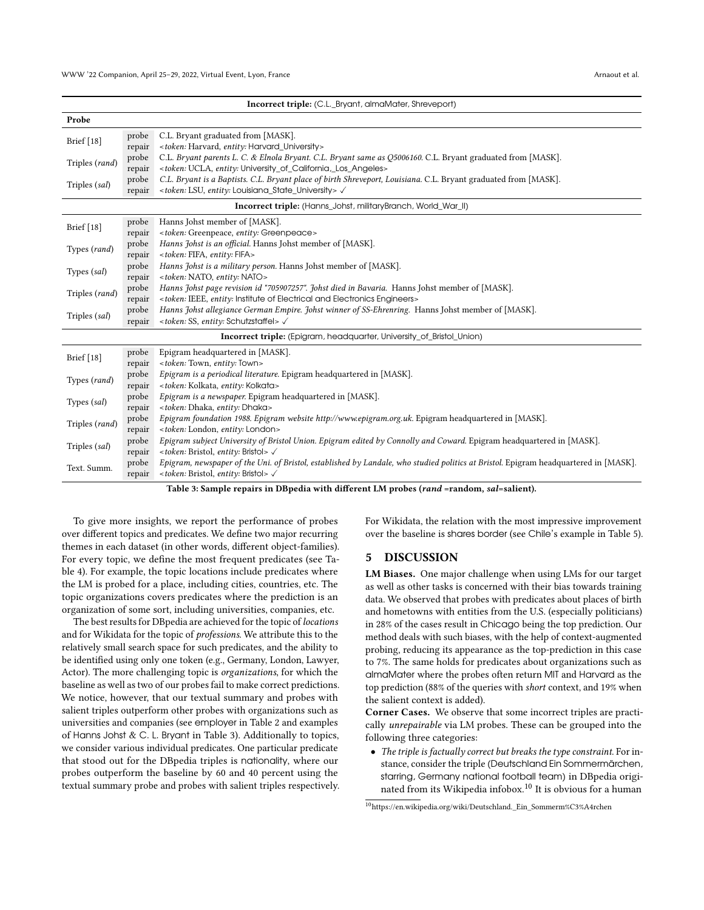| Probe | | |
|---|---|---|
| **Incorrect triple:** (C.L._Bryant, almaMater, Shreveport) | | |
| Brief [18] | probe | C.L. Bryant graduated from [MASK]. |
| | repair | <*token:* Harvard, *entity:* Harvard_University> |
| Triples (*rand*) | probe | C.L. *Bryant parents L. C. & Elnola Bryant. C.L. Bryant same as Q5006160.* C.L. Bryant graduated from [MASK]. |
| | repair | <*token:* UCLA, *entity:* University_of_California,_Los_Angeles> |
| Triples (*sal*) | probe | *C.L. Bryant is a Baptists. C.L. Bryant place of birth Shreveport, Louisiana.* C.L. Bryant graduated from [MASK]. |
| | repair | <*token:* LSU, *entity:* Louisiana_State_University> ✓ |
| **Incorrect triple:** (Hanns_Johst, militaryBranch, World_War_II) | | |
| Brief [18] | probe | Hanns Johst member of [MASK]. |
| | repair | <*token:* Greenpeace, *entity:* Greenpeace> |
| Types (*rand*) | probe | *Hanns Johst is an official.* Hanns Johst member of [MASK]. |
| | repair | <*token:* FIFA, *entity:* FIFA> |
| Types (*sal*) | probe | *Hanns Johst is a military person.* Hanns Johst member of [MASK]. |
| | repair | <*token:* NATO, *entity:* NATO> |
| Triples (*rand*) | probe | *Hanns Johst page revision id "705907257". Johst died in Bavaria.* Hanns Johst member of [MASK]. |
| | repair | <*token:* IEEE, *entity:* Institute of Electrical and Electronics Engineers> |
| Triples (*sal*) | probe | *Hanns Johst allegiance German Empire. Johst winner of SS-Ehrenring.* Hanns Johst member of [MASK]. |
| | repair | <*token:* SS, *entity:* Schutzstaffel> ✓ |
| **Incorrect triple:** (Epigram, headquarter, University_of_Bristol_Union) | | |
| Brief [18] | probe | Epigram headquartered in [MASK]. |
| | repair | <*token:* Town, *entity:* Town> |
| Types (*rand*) | probe | *Epigram is a periodical literature.* Epigram headquartered in [MASK]. |
| | repair | <*token:* Kolkata, *entity:* Kolkata> |
| Types (*sal*) | probe | *Epigram is a newspaper.* Epigram headquartered in [MASK]. |
| | repair | <*token:* Dhaka, *entity:* Dhaka> |
| Triples (*rand*) | probe | *Epigram foundation 1988. Epigram website http://www.epigram.org.uk.* Epigram headquartered in [MASK]. |
| | repair | <*token:* London, *entity:* London> |
| Triples (*sal*) | probe | *Epigram subject University of Bristol Union. Epigram edited by Connolly and Coward.* Epigram headquartered in [MASK]. |
| | repair | <*token:* Bristol, *entity:* Bristol> ✓ |
| Text. Summ. | probe | *Epigram, newspaper of the Uni. of Bristol, established by Landale, who studied politics at Bristol.* Epigram headquartered in [MASK]. |
| | repair | <*token:* Bristol, *entity:* Bristol> ✓ |

**Table 3: Sample repairs in DBpedia with different LM probes (*rand* =random, *sal*=salient).**

To give more insights, we report the performance of probes over different topics and predicates. We define two major recurring themes in each dataset (in other words, different object-families). For every topic, we define the most frequent predicates (see Table 4). For example, the topic locations include predicates where the LM is probed for a place, including cities, countries, etc. The topic organizations covers predicates where the prediction is an organization of some sort, including universities, companies, etc.

The best results for DBpedia are achieved for the topic of *locations* and for Wikidata for the topic of *professions*. We attribute this to the relatively small search space for such predicates, and the ability to be identified using only one token (e.g., Germany, London, Lawyer, Actor). The more challenging topic is *organizations*, for which the baseline as well as two of our probes fail to make correct predictions. We notice, however, that our textual summary and probes with salient triples outperform other probes with organizations such as universities and companies (see employer in Table 2 and examples of Hanns Johst & C. L. Bryant in Table 3). Additionally to topics, we consider various individual predicates. One particular predicate that stood out for the DBpedia triples is nationality, where our probes outperform the baseline by 60 and 40 percent using the textual summary probe and probes with salient triples respectively. For Wikidata, the relation with the most impressive improvement over the baseline is shares border (see Chile's example in Table 5).

## 5 DISCUSSION

**LM Biases.** One major challenge when using LMs for our target as well as other tasks is concerned with their bias towards training data. We observed that probes with predicates about places of birth and hometowns with entities from the U.S. (especially politicians) in 28% of the cases result in Chicago being the top prediction. Our method deals with such biases, with the help of context-augmented probing, reducing its appearance as the top-prediction in this case to 7%. The same holds for predicates about organizations such as almaMater where the probes often return MIT and Harvard as the top prediction (88% of the queries with *short* context, and 19% when the salient context is added).

**Corner Cases.** We observe that some incorrect triples are practically *unrepairable* via LM probes. These can be grouped into the following three categories:

- *The triple is factually correct but breaks the type constraint.* For instance, consider the triple (Deutschland Ein Sommermärchen, starring, Germany national football team) in DBpedia originated from its Wikipedia infobox.[10] It is obvious for a human

[10] https://en.wikipedia.org/wiki/Deutschland._Ein_Sommerm%C3%A4rchen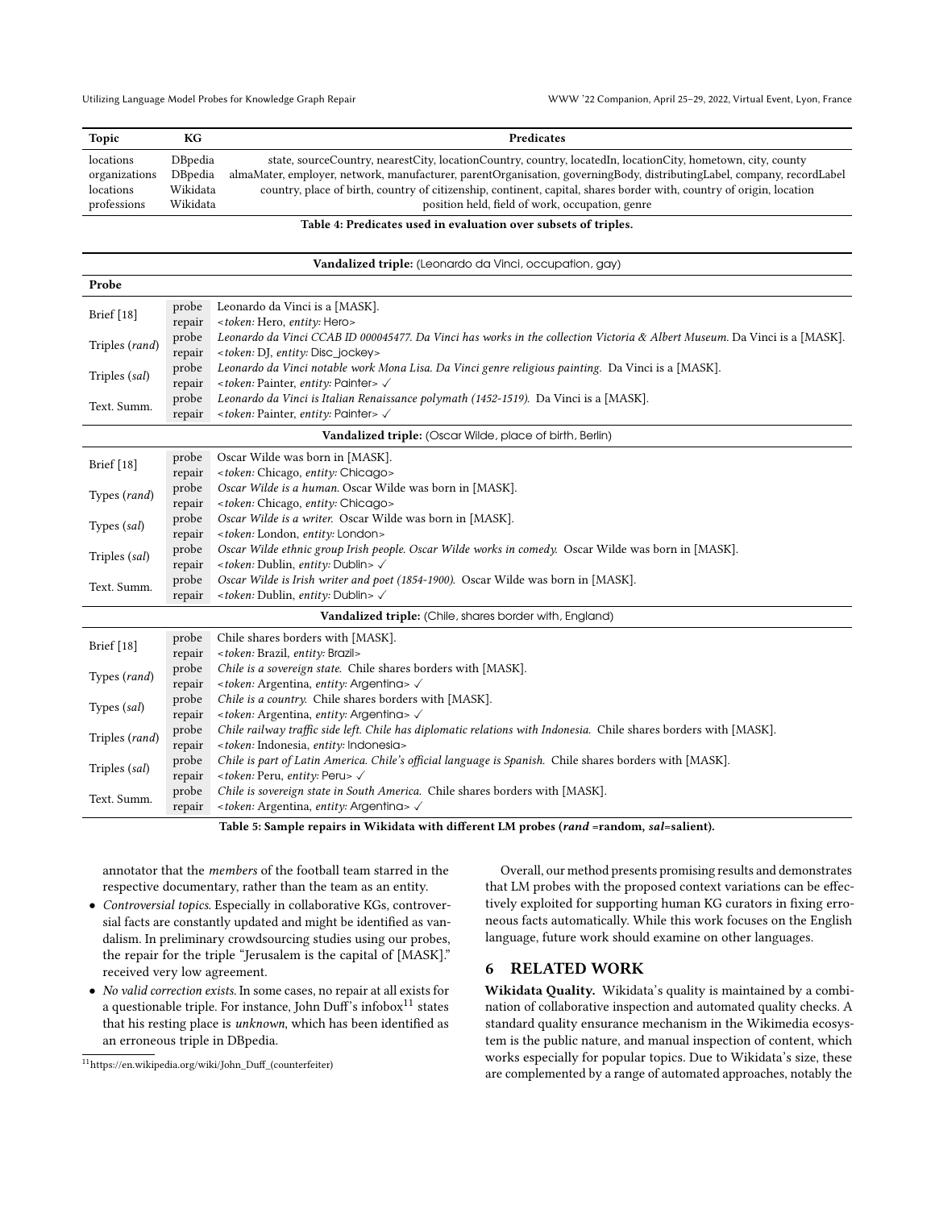| Topic | KG | Predicates |
|---|---|---|
| locations | DBpedia | state, sourceCountry, nearestCity, locationCountry, country, locatedIn, locationCity, hometown, city, county |
| organizations | DBpedia | almaMater, employer, network, manufacturer, parentOrganisation, governingBody, distributingLabel, company, recordLabel |
| locations | Wikidata | country, place of birth, country of citizenship, continent, capital, shares border with, country of origin, location |
| professions | Wikidata | position held, field of work, occupation, genre |

**Table 4: Predicates used in evaluation over subsets of triples.**

| Probe | | |
|---|---|---|
| **Vandalized triple:** (Leonardo da Vinci, occupation, gay) | | |
| Brief [18] | probe | Leonardo da Vinci is a [MASK]. |
| | repair | <*token:* Hero, *entity:* Hero> |
| Triples (*rand*) | probe | *Leonardo da Vinci CCAB ID 000045477. Da Vinci has works in the collection Victoria & Albert Museum.* Da Vinci is a [MASK]. |
| | repair | <*token:* DJ, *entity:* Disc_jockey> |
| Triples (*sal*) | probe | *Leonardo da Vinci notable work Mona Lisa. Da Vinci genre religious painting.* Da Vinci is a [MASK]. |
| | repair | <*token:* Painter, *entity:* Painter> ✓ |
| Text. Summ. | probe | *Leonardo da Vinci is Italian Renaissance polymath (1452-1519).* Da Vinci is a [MASK]. |
| | repair | <*token:* Painter, *entity:* Painter> ✓ |
| **Vandalized triple:** (Oscar Wilde, place of birth, Berlin) | | |
| Brief [18] | probe | Oscar Wilde was born in [MASK]. |
| | repair | <*token:* Chicago, *entity:* Chicago> |
| Types (*rand*) | probe | *Oscar Wilde is a human.* Oscar Wilde was born in [MASK]. |
| | repair | <*token:* Chicago, *entity:* Chicago> |
| Types (*sal*) | probe | *Oscar Wilde is a writer.* Oscar Wilde was born in [MASK]. |
| | repair | <*token:* London, *entity:* London> |
| Triples (*sal*) | probe | *Oscar Wilde ethnic group Irish people. Oscar Wilde works in comedy.* Oscar Wilde was born in [MASK]. |
| | repair | <*token:* Dublin, *entity:* Dublin> ✓ |
| Text. Summ. | probe | *Oscar Wilde is Irish writer and poet (1854-1900).* Oscar Wilde was born in [MASK]. |
| | repair | <*token:* Dublin, *entity:* Dublin> ✓ |
| **Vandalized triple:** (Chile, shares border with, England) | | |
| Brief [18] | probe | Chile shares borders with [MASK]. |
| | repair | <*token:* Brazil, *entity:* Brazil> |
| Types (*rand*) | probe | *Chile is a sovereign state.* Chile shares borders with [MASK]. |
| | repair | <*token:* Argentina, *entity:* Argentina> ✓ |
| Types (*sal*) | probe | *Chile is a country.* Chile shares borders with [MASK]. |
| | repair | <*token:* Argentina, *entity:* Argentina> ✓ |
| Triples (*rand*) | probe | *Chile railway traffic side left. Chile has diplomatic relations with Indonesia.* Chile shares borders with [MASK]. |
| | repair | <*token:* Indonesia, *entity:* Indonesia> |
| Triples (*sal*) | probe | *Chile is part of Latin America. Chile's official language is Spanish.* Chile shares borders with [MASK]. |
| | repair | <*token:* Peru, *entity:* Peru> ✓ |
| Text. Summ. | probe | *Chile is sovereign state in South America.* Chile shares with [MASK]. |
| | repair | <*token:* Argentina, *entity:* Argentina> ✓ |

**Table 5: Sample repairs in Wikidata with different LM probes (*rand* =random, *sal*=salient).**

annotator that the *members* of the football team starred in the respective documentary, rather than the team as an entity.

- *Controversial topics.* Especially in collaborative KGs, controversial facts are constantly updated and might be identified as vandalism. In preliminary crowdsourcing studies using our probes, the repair for the triple "Jerusalem is the capital of [MASK]." received very low agreement.
- *No valid correction exists.* In some cases, no repair at all exists for a questionable triple. For instance, John Duff's infobox[11] states that his resting place is *unknown*, which has been identified as an erroneous triple in DBpedia.

[11] https://en.wikipedia.org/wiki/John_Duff_(counterfeiter)

Overall, our method presents promising results and demonstrates that LM probes with the proposed context variations can be effectively exploited for supporting human KG curators in fixing erroneous facts automatically. While this work focuses on the English language, future work should examine on other languages.

## 6 RELATED WORK

**Wikidata Quality.** Wikidata's quality is maintained by a combination of collaborative inspection and automated quality checks. A standard quality ensurance mechanism in the Wikimedia ecosystem is the public nature, and manual inspection of content, which works especially for popular topics. Due to Wikidata's size, these are complemented by a range of automated approaches, notably the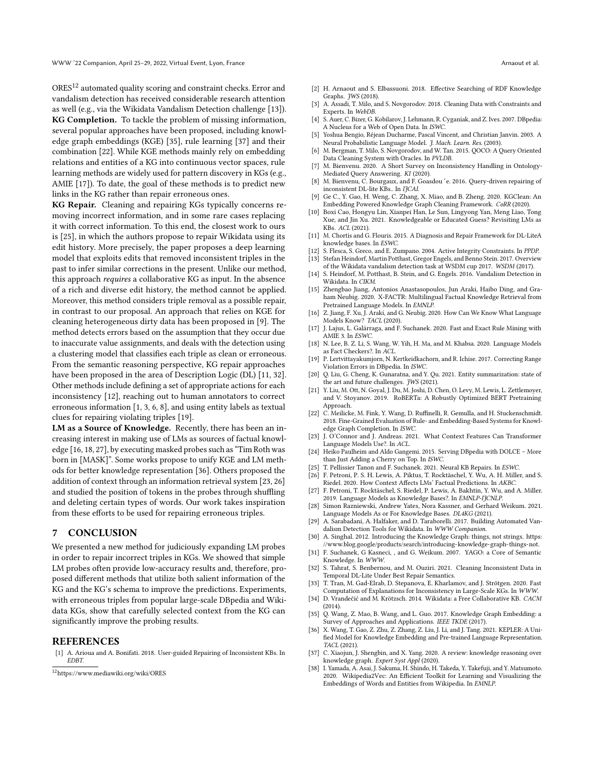ORES[12] automated quality scoring and constraint checks. Error and vandalism detection has received considerable research attention as well (e.g., via the Wikidata Vandalism Detection challenge [13]).

**KG Completion.** To tackle the problem of missing information, several popular approaches have been proposed, including knowledge graph embeddings (KGE) [35], rule learning [37] and their combination [22]. While KGE methods mainly rely on embedding relations and entities of a KG into continuous vector spaces, rule learning methods are widely used for pattern discovery in KGs (e.g., AMIE [17]). To date, the goal of these methods is to predict new links in the KG rather than repair erroneous ones.

**KG Repair.** Cleaning and repairing KGs typically concerns removing incorrect information, and in some rare cases replacing it with correct information. To this end, the closest work to ours is [25], in which the authors propose to repair Wikidata using its edit history. More precisely, the paper proposes a deep learning model that exploits edits that removed inconsistent triples in the past to infer similar corrections in the present. Unlike our method, this approach *requires* a collaborative KG as input. In the absence of a rich and diverse edit history, the method cannot be applied. Moreover, this method considers triple removal as a possible repair, in contrast to our proposal. An approach that relies on KGE for cleaning heterogeneous dirty data has been proposed in [9]. The method detects errors based on the assumption that they occur due to inaccurate value assignments, and deals with the detection using a clustering model that classifies each triple as clean or erroneous. From the semantic reasoning perspective, KG repair approaches have been proposed in the area of Description Logic (DL) [11, 32]. Other methods include defining a set of appropriate actions for each inconsistency [12], reaching out to human annotators to correct erroneous information [1, 3, 6, 8], and using entity labels as textual clues for repairing violating triples [19].

**LM as a Source of Knowledge.** Recently, there has been an increasing interest in making use of LMs as sources of factual knowledge [16, 18, 27], by executing masked probes such as "Tim Roth was born in [MASK]". Some works propose to unify KGE and LM methods for better knowledge representation [36]. Others proposed the addition of context through an information retrieval system [23, 26] and studied the position of tokens in the probes through shuffling and deleting certain types of words. Our work takes inspiration from these efforts to be used for repairing erroneous triples.

## 7 CONCLUSION

We presented a new method for judiciously expanding LM probes in order to repair incorrect triples in KGs. We showed that simple LM probes often provide low-accuracy results and, therefore, proposed different methods that utilize both salient information of the KG and the KG's schema to improve the predictions. Experiments, with erroneous triples from popular large-scale DBpedia and Wikidata KGs, show that carefully selected context from the KG can significantly improve the probing results.

## REFERENCES

[1] A. Arioua and A. Bonifati. 2018. User-guided Repairing of Inconsistent KBs. In *EDBT*.

[2] H. Arnaout and S. Elbassuoni. 2018. Effective Searching of RDF Knowledge Graphs. *JWS* (2018).

[3] A. Assadi, T. Milo, and S. Novgorodov. 2018. Cleaning Data with Constraints and Experts. In *WebDB*.

[4] S. Auer, C. Bizer, G. Kobilarov, J. Lehmann, R. Cyganiak, and Z. Ives. 2007. DBpedia: A Nucleus for a Web of Open Data. In *ISWC*.

[5] Yoshua Bengio, Réjean Ducharme, Pascal Vincent, and Christian Janvin. 2003. A Neural Probabilistic Language Model. *J. Mach. Learn. Res.* (2003).

[6] M. Bergman, T. Milo, S. Novgorodov, and W. Tan. 2015. QOCO: A Query Oriented Data Cleaning System with Oracles. In *PVLDB*.

[7] M. Bienvenu. 2020. A Short Survey on Inconsistency Handling in Ontology-Mediated Query Answering. *KI* (2020).

[8] M. Bienvenu, C. Bourgaux, and F. Goasdou ́e. 2016. Query-driven repairing of inconsistent DL-lite KBs.. In *IJCAI*.

[9] Ge C., Y. Gao, H. Weng, C. Zhang, X. Miao, and B. Zheng. 2020. KGClean: An Embedding Powered Knowledge Graph Cleaning Framework. *CoRR* (2020).

[10] Boxi Cao, Hongyu Lin, Xianpei Han, Le Sun, Lingyong Yan, Meng Liao, Tong Xue, and Jin Xu. 2021. Knowledgeable or Educated Guess? Revisiting LMs as KBs. *ACL* (2021).

[11] M. Chortis and G. Flouris. 2015. A Diagnosis and Repair Framework for DL-LiteA knowledge bases. In *ESWC*.

[12] S. Flesca, S. Greco, and E. Zumpano. 2004. Active Integrity Constraints. In *PPDP*.

[13] Stefan Heindorf, Martin Potthast, Gregor Engels, and Benno Stein. 2017. Overview of the Wikidata vandalism detection task at WSDM cup 2017. *WSDM* (2017).

[14] S. Heindorf, M. Potthast, B. Stein, and G. Engels. 2016. Vandalism Detection in Wikidata. In *CIKM*.

[15] Zhengbao Jiang, Antonios Anastasopoulos, Jun Araki, Haibo Ding, and Graham Neubig. 2020. X-FACTR: Multilingual Factual Knowledge Retrieval from Pretrained Language Models. In *EMNLP*.

[16] Z. Jiang, F. Xu, J. Araki, and G. Neubig. 2020. How Can We Know What Language Models Know? *TACL* (2020).

[17] J. Lajus, L. Galárraga, and F. Suchanek. 2020. Fast and Exact Rule Mining with AMIE 3. In *ESWC*.

[18] N. Lee, B. Z. Li, S. Wang, W. Yih, H. Ma, and M. Khabsa. 2020. Language Models as Fact Checkers?. In *ACL*.

[19] P. Lertvittayakumjorn, N. Kertkeidkachorn, and R. Ichise. 2017. Correcting Range Violation Errors in DBpedia. In *ISWC*.

[20] Q. Liu, G. Cheng, K. Gunaratna, and Y. Qu. 2021. Entity summarization: state of the art and future challenges. *JWS* (2021).

[21] Y. Liu, M. Ott, N. Goyal, J. Du, M. Joshi, D. Chen, O. Levy, M. Lewis, L. Zettlemoyer, and V. Stoyanov. 2019. RoBERTa: A Robustly Optimized BERT Pretraining Approach.

[22] C. Meilicke, M. Fink, Y. Wang, D. Ruffinelli, R. Gemulla, and H. Stuckenschmidt. 2018. Fine-Grained Evaluation of Rule- and Embedding-Based Systems for Knowledge Graph Completion. In *ISWC*.

[23] J. O'Connor and J. Andreas. 2021. What Context Features Can Transformer Language Models Use?. In *ACL*.

[24] Heiko Paulheim and Aldo Gangemi. 2015. Serving DBpedia with DOLCE – More than Just Adding a Cherry on Top. In *ISWC*.

[25] T. Pellissier Tanon and F. Suchanek. 2021. Neural KB Repairs. In *ESWC*.

[26] F. Petroni, P. S. H. Lewis, A. Piktus, T. Rocktäschel, Y. Wu, A. H. Miller, and S. Riedel. 2020. How Context Affects LMs' Factual Predictions. In *AKBC*.

[27] F. Petroni, T. Rocktäschel, S. Riedel, P. Lewis, A. Bakhtin, Y. Wu, and A. Miller. 2019. Language Models as Knowledge Bases?. In *EMNLP-IJCNLP*.

[28] Simon Razniewski, Andrew Yates, Nora Kassner, and Gerhard Weikum. 2021. Language Models As or For Knowledge Bases. *DL4KG* (2021).

[29] A. Sarabadani, A. Halfaker, and D. Taraborelli. 2017. Building Automated Vandalism Detection Tools for Wikidata. In *WWW Companion*.

[30] A. Singhal. 2012. Introducing the Knowledge Graph: things, not strings. https://www.blog.google/products/search/introducing-knowledge-graph-things-not.

[31] F. Suchanek, G Kasneci, , and G. Weikum. 2007. YAGO: a Core of Semantic Knowledge. In *WWW*.

[32] S. Tahrat, S. Benbernou, and M. Ouziri. 2021. Cleaning Inconsistent Data in Temporal DL-Lite Under Best Repair Semantics.

[33] T. Tran, M. Gad-Elrab, D. Stepanova, E. Kharlamov, and J. Strötgen. 2020. Fast Computation of Explanations for Inconsistency in Large-Scale KGs. In *WWW*.

[34] D. Vrandečić and M. Krötzsch. 2014. Wikidata: a Free Collaborative KB. *CACM* (2014).

[35] Q. Wang, Z. Mao, B. Wang, and L. Guo. 2017. Knowledge Graph Embedding: a Survey of Approaches and Applications. *IEEE TKDE* (2017).

[36] X. Wang, T. Gao, Z. Zhu, Z. Zhang, Z. Liu, J. Li, and J. Tang. 2021. KEPLER: A Unified Model for Knowledge Embedding and Pre-trained Language Representation. *TACL* (2021).

[37] C. Xiaojun, J. Shengbin, and X. Yang. 2020. A review: knowledge reasoning over knowledge graph. *Expert Syst Appl* (2020).

[38] I. Yamada, A. Asai, J. Sakuma, H. Shindo, H. Takeda, Y. Takefuji, and Y. Matsumoto. 2020. Wikipedia2Vec: An Efficient Toolkit for Learning and Visualizing the Embeddings of Words and Entities from Wikipedia. In *EMNLP*.

[12] https://www.mediawiki.org/wiki/ORES